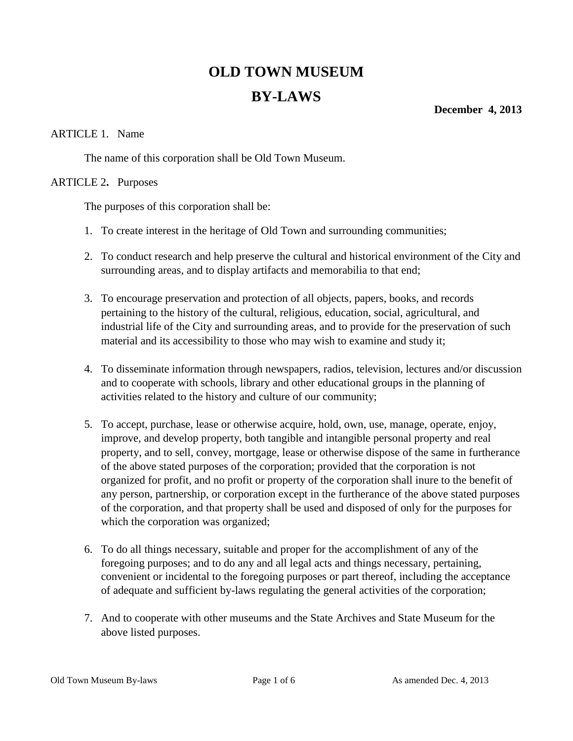# OLD TOWN MUSEUM

# BY-LAWS

**December 4, 2013**

ARTICLE 1. Name

The name of this corporation shall be Old Town Museum.

ARTICLE 2**.** Purposes

The purposes of this corporation shall be:

1. To create interest in the heritage of Old Town and surrounding communities;

2. To conduct research and help preserve the cultural and historical environment of the City and surrounding areas, and to display artifacts and memorabilia to that end;

3. To encourage preservation and protection of all objects, papers, books, and records pertaining to the history of the cultural, religious, education, social, agricultural, and industrial life of the City and surrounding areas, and to provide for the preservation of such material and its accessibility to those who may wish to examine and study it;

4. To disseminate information through newspapers, radios, television, lectures and/or discussion and to cooperate with schools, library and other educational groups in the planning of activities related to the history and culture of our community;

5. To accept, purchase, lease or otherwise acquire, hold, own, use, manage, operate, enjoy, improve, and develop property, both tangible and intangible personal property and real property, and to sell, convey, mortgage, lease or otherwise dispose of the same in furtherance of the above stated purposes of the corporation; provided that the corporation is not organized for profit, and no profit or property of the corporation shall inure to the benefit of any person, partnership, or corporation except in the furtherance of the above stated purposes of the corporation, and that property shall be used and disposed of only for the purposes for which the corporation was organized;

6. To do all things necessary, suitable and proper for the accomplishment of any of the foregoing purposes; and to do any and all legal acts and things necessary, pertaining, convenient or incidental to the foregoing purposes or part thereof, including the acceptance of adequate and sufficient by-laws regulating the general activities of the corporation;

7. And to cooperate with other museums and the State Archives and State Museum for the above listed purposes.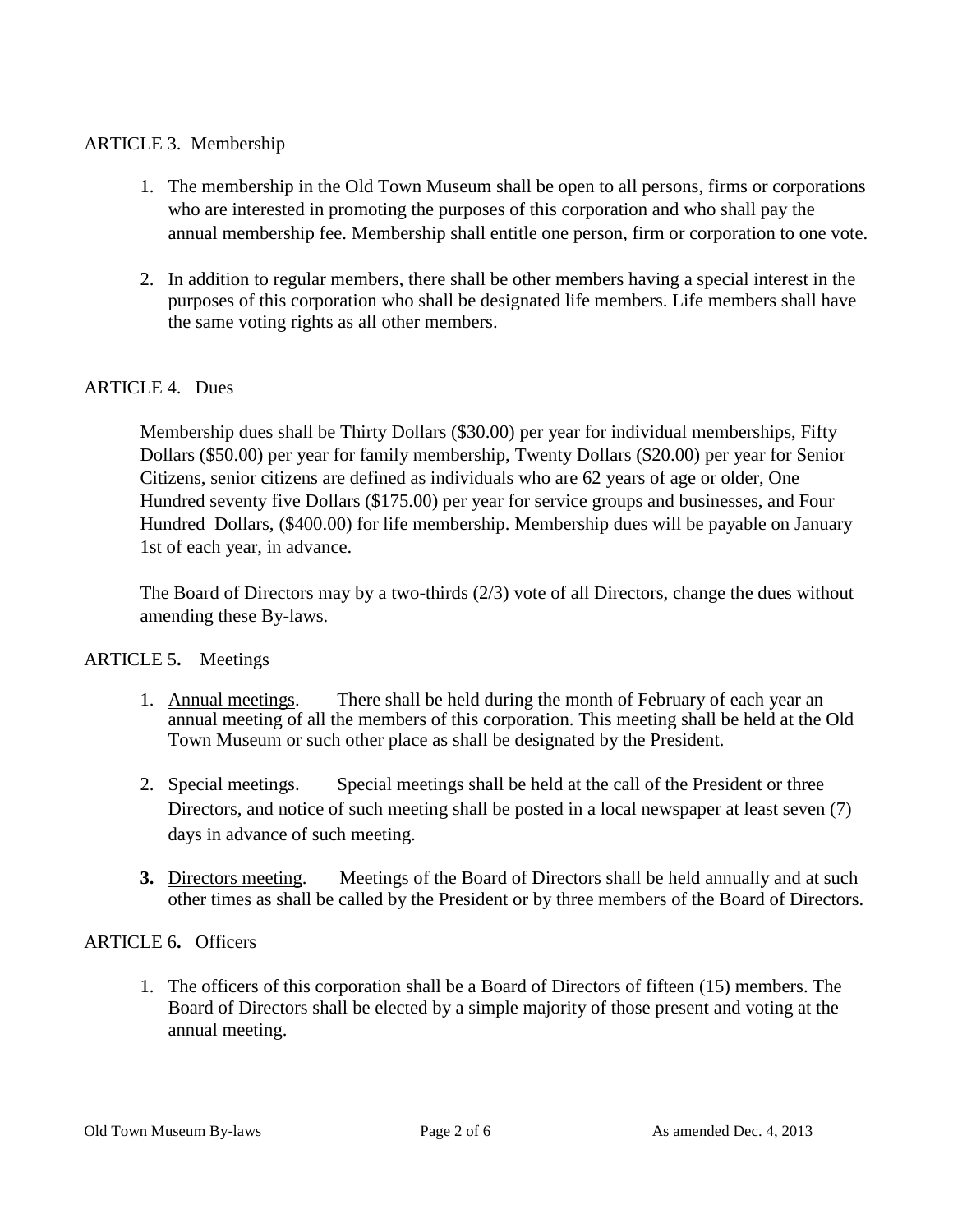## ARTICLE 3. Membership

1. The membership in the Old Town Museum shall be open to all persons, firms or corporations who are interested in promoting the purposes of this corporation and who shall pay the annual membership fee. Membership shall entitle one person, firm or corporation to one vote.

2. In addition to regular members, there shall be other members having a special interest in the purposes of this corporation who shall be designated life members. Life members shall have the same voting rights as all other members.

## ARTICLE 4. Dues

Membership dues shall be Thirty Dollars ($30.00) per year for individual memberships, Fifty Dollars ($50.00) per year for family membership, Twenty Dollars ($20.00) per year for Senior Citizens, senior citizens are defined as individuals who are 62 years of age or older, One Hundred seventy five Dollars ($175.00) per year for service groups and businesses, and Four Hundred Dollars, ($400.00) for life membership. Membership dues will be payable on January 1st of each year, in advance.

The Board of Directors may by a two-thirds (2/3) vote of all Directors, change the dues without amending these By-laws.

## ARTICLE 5. Meetings

1. Annual meetings. There shall be held during the month of February of each year an annual meeting of all the members of this corporation. This meeting shall be held at the Old Town Museum or such other place as shall be designated by the President.

2. Special meetings. Special meetings shall be held at the call of the President or three Directors, and notice of such meeting shall be posted in a local newspaper at least seven (7) days in advance of such meeting.

3. Directors meeting. Meetings of the Board of Directors shall be held annually and at such other times as shall be called by the President or by three members of the Board of Directors.

## ARTICLE 6. Officers

1. The officers of this corporation shall be a Board of Directors of fifteen (15) members. The Board of Directors shall be elected by a simple majority of those present and voting at the annual meeting.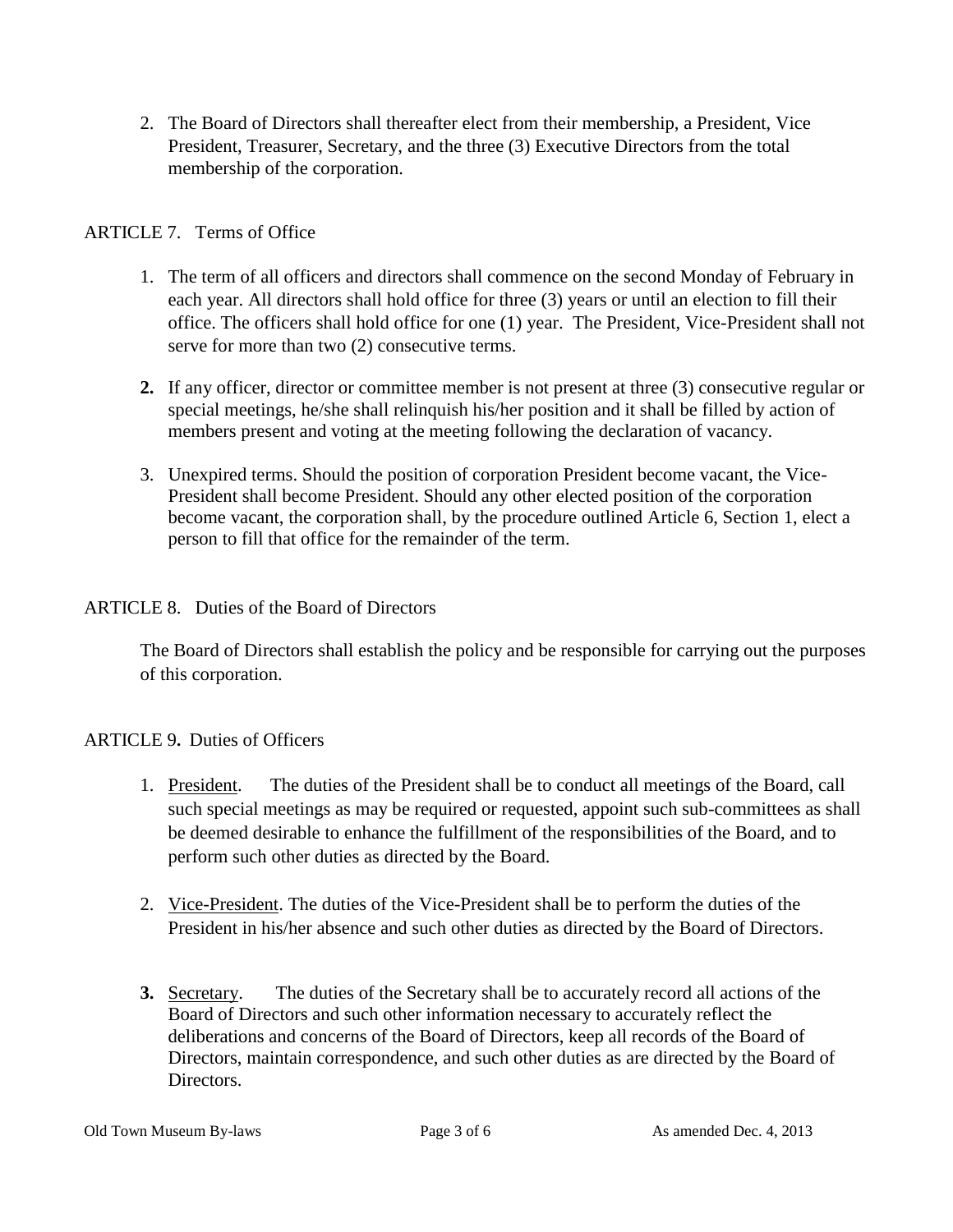2. The Board of Directors shall thereafter elect from their membership, a President, Vice President, Treasurer, Secretary, and the three (3) Executive Directors from the total membership of the corporation.

ARTICLE 7. Terms of Office

1. The term of all officers and directors shall commence on the second Monday of February in each year. All directors shall hold office for three (3) years or until an election to fill their office. The officers shall hold office for one (1) year. The President, Vice-President shall not serve for more than two (2) consecutive terms.

2. If any officer, director or committee member is not present at three (3) consecutive regular or special meetings, he/she shall relinquish his/her position and it shall be filled by action of members present and voting at the meeting following the declaration of vacancy.

3. Unexpired terms. Should the position of corporation President become vacant, the Vice-President shall become President. Should any other elected position of the corporation become vacant, the corporation shall, by the procedure outlined Article 6, Section 1, elect a person to fill that office for the remainder of the term.

ARTICLE 8. Duties of the Board of Directors

The Board of Directors shall establish the policy and be responsible for carrying out the purposes of this corporation.

ARTICLE 9. Duties of Officers

1. President. The duties of the President shall be to conduct all meetings of the Board, call such special meetings as may be required or requested, appoint such sub-committees as shall be deemed desirable to enhance the fulfillment of the responsibilities of the Board, and to perform such other duties as directed by the Board.

2. Vice-President. The duties of the Vice-President shall be to perform the duties of the President in his/her absence and such other duties as directed by the Board of Directors.

3. Secretary. The duties of the Secretary shall be to accurately record all actions of the Board of Directors and such other information necessary to accurately reflect the deliberations and concerns of the Board of Directors, keep all records of the Board of Directors, maintain correspondence, and such other duties as are directed by the Board of Directors.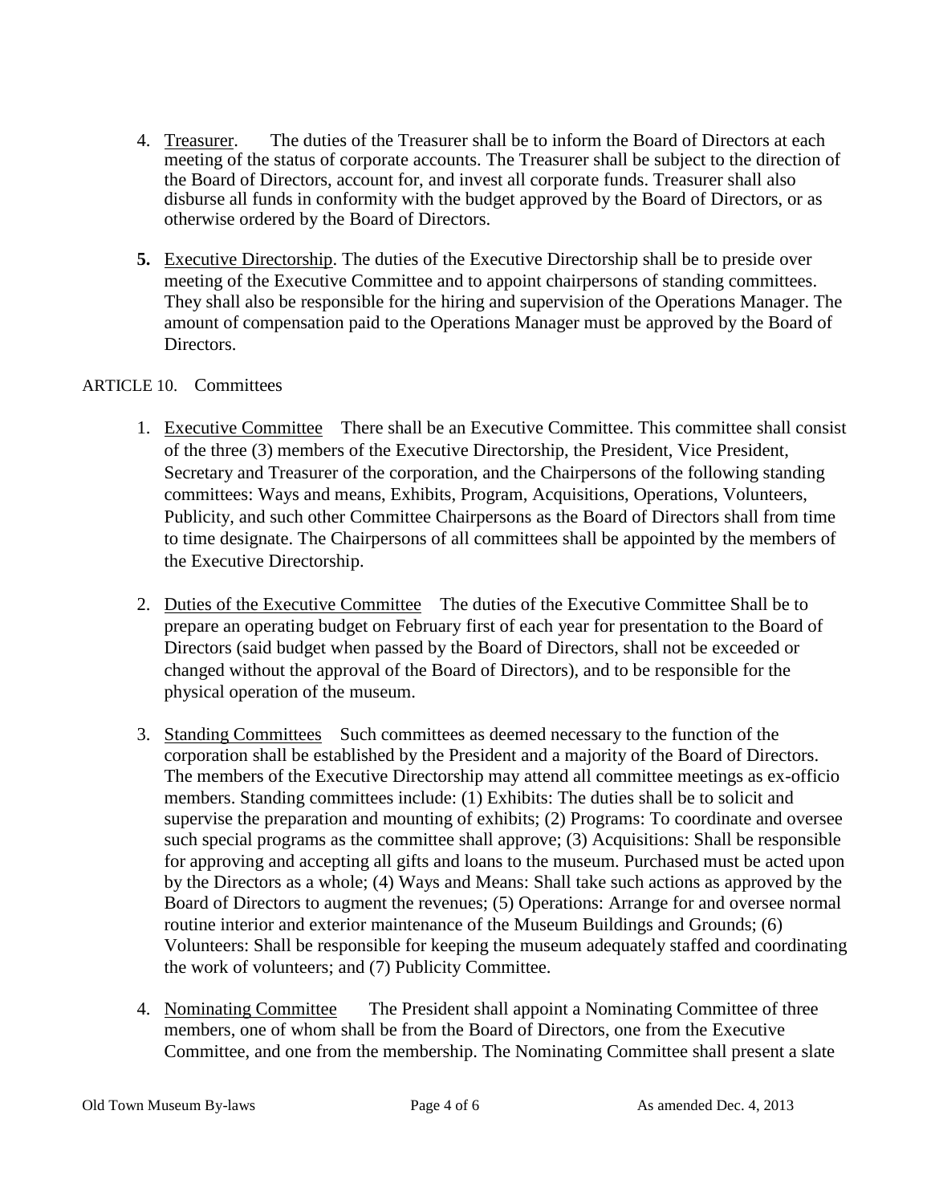4. Treasurer. The duties of the Treasurer shall be to inform the Board of Directors at each meeting of the status of corporate accounts. The Treasurer shall be subject to the direction of the Board of Directors, account for, and invest all corporate funds. Treasurer shall also disburse all funds in conformity with the budget approved by the Board of Directors, or as otherwise ordered by the Board of Directors.

5. Executive Directorship. The duties of the Executive Directorship shall be to preside over meeting of the Executive Committee and to appoint chairpersons of standing committees. They shall also be responsible for the hiring and supervision of the Operations Manager. The amount of compensation paid to the Operations Manager must be approved by the Board of Directors.

ARTICLE 10. Committees

1. Executive Committee There shall be an Executive Committee. This committee shall consist of the three (3) members of the Executive Directorship, the President, Vice President, Secretary and Treasurer of the corporation, and the Chairpersons of the following standing committees: Ways and means, Exhibits, Program, Acquisitions, Operations, Volunteers, Publicity, and such other Committee Chairpersons as the Board of Directors shall from time to time designate. The Chairpersons of all committees shall be appointed by the members of the Executive Directorship.

2. Duties of the Executive Committee The duties of the Executive Committee Shall be to prepare an operating budget on February first of each year for presentation to the Board of Directors (said budget when passed by the Board of Directors, shall not be exceeded or changed without the approval of the Board of Directors), and to be responsible for the physical operation of the museum.

3. Standing Committees Such committees as deemed necessary to the function of the corporation shall be established by the President and a majority of the Board of Directors. The members of the Executive Directorship may attend all committee meetings as ex-officio members. Standing committees include: (1) Exhibits: The duties shall be to solicit and supervise the preparation and mounting of exhibits; (2) Programs: To coordinate and oversee such special programs as the committee shall approve; (3) Acquisitions: Shall be responsible for approving and accepting all gifts and loans to the museum. Purchased must be acted upon by the Directors as a whole; (4) Ways and Means: Shall take such actions as approved by the Board of Directors to augment the revenues; (5) Operations: Arrange for and oversee normal routine interior and exterior maintenance of the Museum Buildings and Grounds; (6) Volunteers: Shall be responsible for keeping the museum adequately staffed and coordinating the work of volunteers; and (7) Publicity Committee.

4. Nominating Committee The President shall appoint a Nominating Committee of three members, one of whom shall be from the Board of Directors, one from the Executive Committee, and one from the membership. The Nominating Committee shall present a slate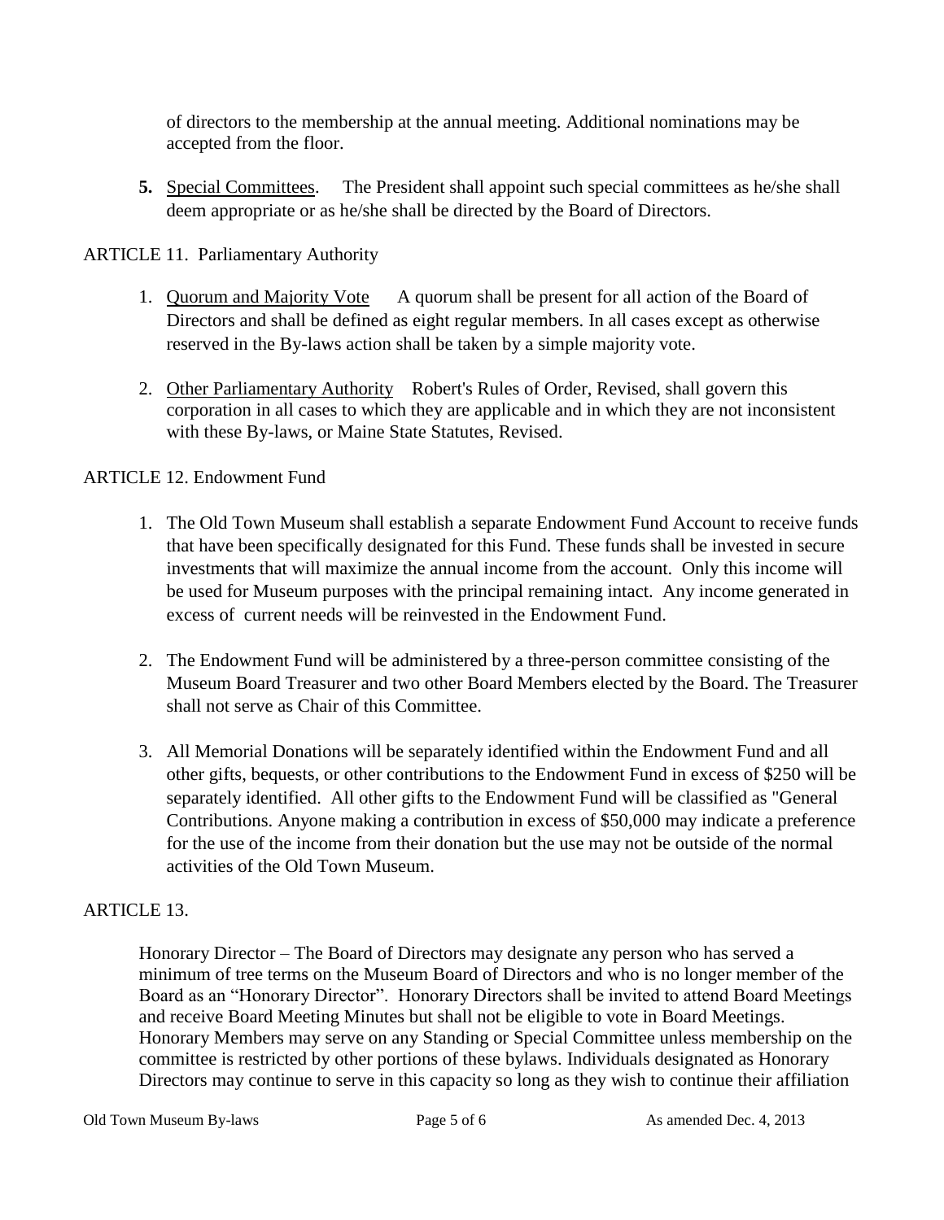of directors to the membership at the annual meeting. Additional nominations may be accepted from the floor.

**5.** Special Committees. The President shall appoint such special committees as he/she shall deem appropriate or as he/she shall be directed by the Board of Directors.

ARTICLE 11. Parliamentary Authority

1. Quorum and Majority Vote A quorum shall be present for all action of the Board of Directors and shall be defined as eight regular members. In all cases except as otherwise reserved in the By-laws action shall be taken by a simple majority vote.

2. Other Parliamentary Authority Robert's Rules of Order, Revised, shall govern this corporation in all cases to which they are applicable and in which they are not inconsistent with these By-laws, or Maine State Statutes, Revised.

ARTICLE 12. Endowment Fund

1. The Old Town Museum shall establish a separate Endowment Fund Account to receive funds that have been specifically designated for this Fund. These funds shall be invested in secure investments that will maximize the annual income from the account. Only this income will be used for Museum purposes with the principal remaining intact. Any income generated in excess of current needs will be reinvested in the Endowment Fund.

2. The Endowment Fund will be administered by a three-person committee consisting of the Museum Board Treasurer and two other Board Members elected by the Board. The Treasurer shall not serve as Chair of this Committee.

3. All Memorial Donations will be separately identified within the Endowment Fund and all other gifts, bequests, or other contributions to the Endowment Fund in excess of $250 will be separately identified. All other gifts to the Endowment Fund will be classified as "General Contributions. Anyone making a contribution in excess of $50,000 may indicate a preference for the use of the income from their donation but the use may not be outside of the normal activities of the Old Town Museum.

ARTICLE 13.

Honorary Director – The Board of Directors may designate any person who has served a minimum of tree terms on the Museum Board of Directors and who is no longer member of the Board as an "Honorary Director". Honorary Directors shall be invited to attend Board Meetings and receive Board Meeting Minutes but shall not be eligible to vote in Board Meetings. Honorary Members may serve on any Standing or Special Committee unless membership on the committee is restricted by other portions of these bylaws. Individuals designated as Honorary Directors may continue to serve in this capacity so long as they wish to continue their affiliation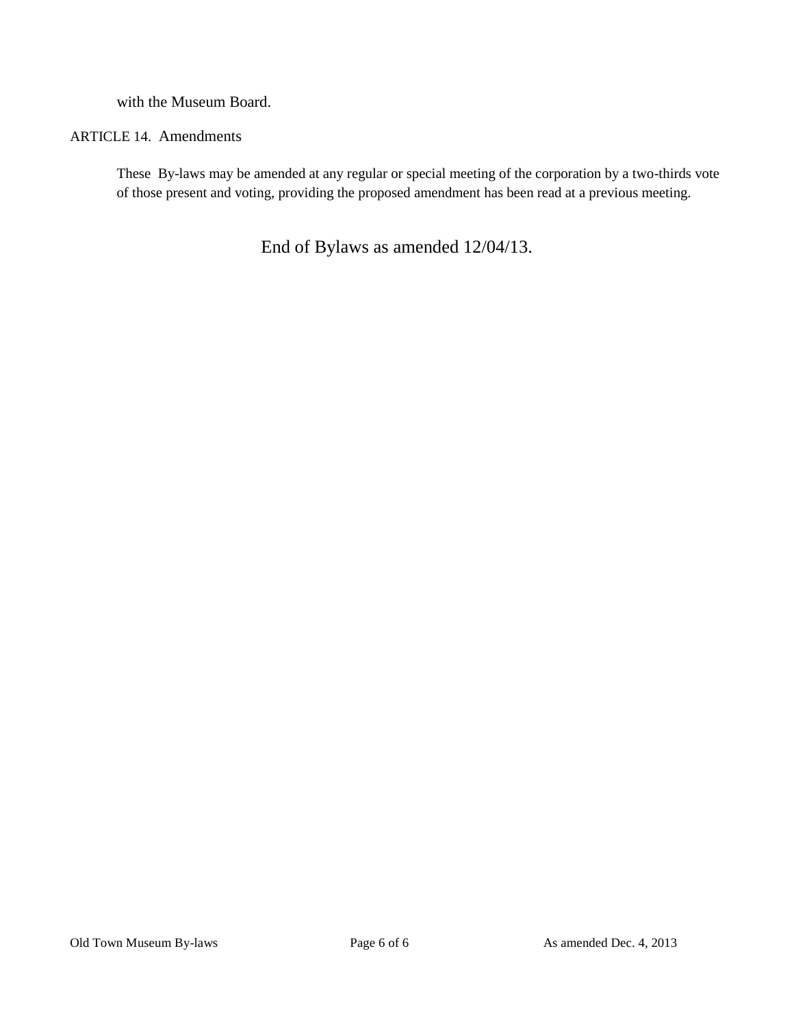with the Museum Board.

## ARTICLE 14. Amendments

These By-laws may be amended at any regular or special meeting of the corporation by a two-thirds vote of those present and voting, providing the proposed amendment has been read at a previous meeting.

End of Bylaws as amended 12/04/13.